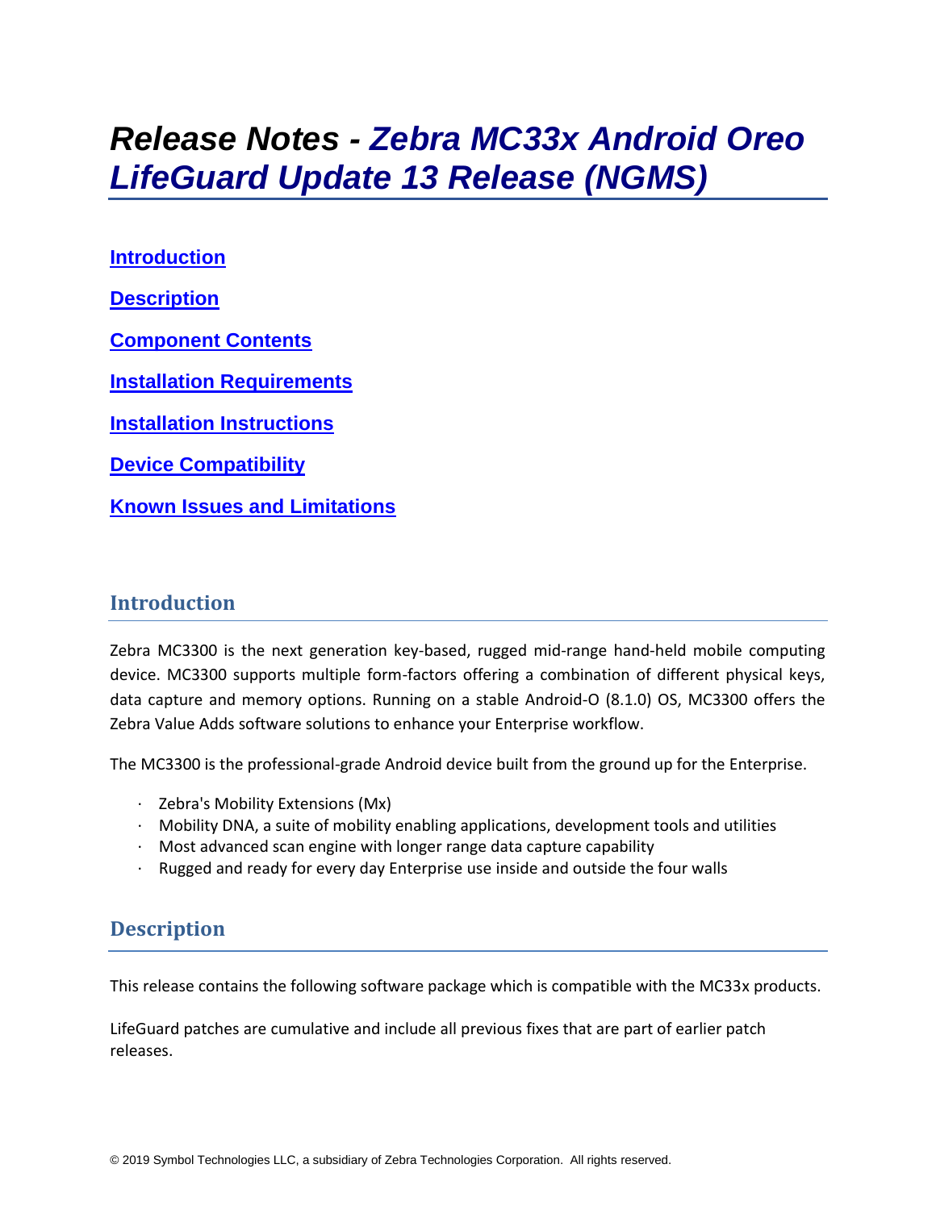# Release Notes - *Zebra MC33x Android Oreo LifeGuard Update 13 Release (NGMS)*

**Introduction**

**Description**

**Component Contents**

**Installation Requirements**

**Installation Instructions**

**Device Compatibility**

**Known Issues and Limitations**

## Introduction

Zebra MC3300 is the next generation key-based, rugged mid-range hand-held mobile computing device. MC3300 supports multiple form-factors offering a combination of different physical keys, data capture and memory options. Running on a stable Android-O (8.1.0) OS, MC3300 offers the Zebra Value Adds software solutions to enhance your Enterprise workflow.

The MC3300 is the professional-grade Android device built from the ground up for the Enterprise.

- Zebra's Mobility Extensions (Mx)
- Mobility DNA, a suite of mobility enabling applications, development tools and utilities
- Most advanced scan engine with longer range data capture capability
- Rugged and ready for every day Enterprise use inside and outside the four walls

## Description

This release contains the following software package which is compatible with the MC33x products.

LifeGuard patches are cumulative and include all previous fixes that are part of earlier patch releases.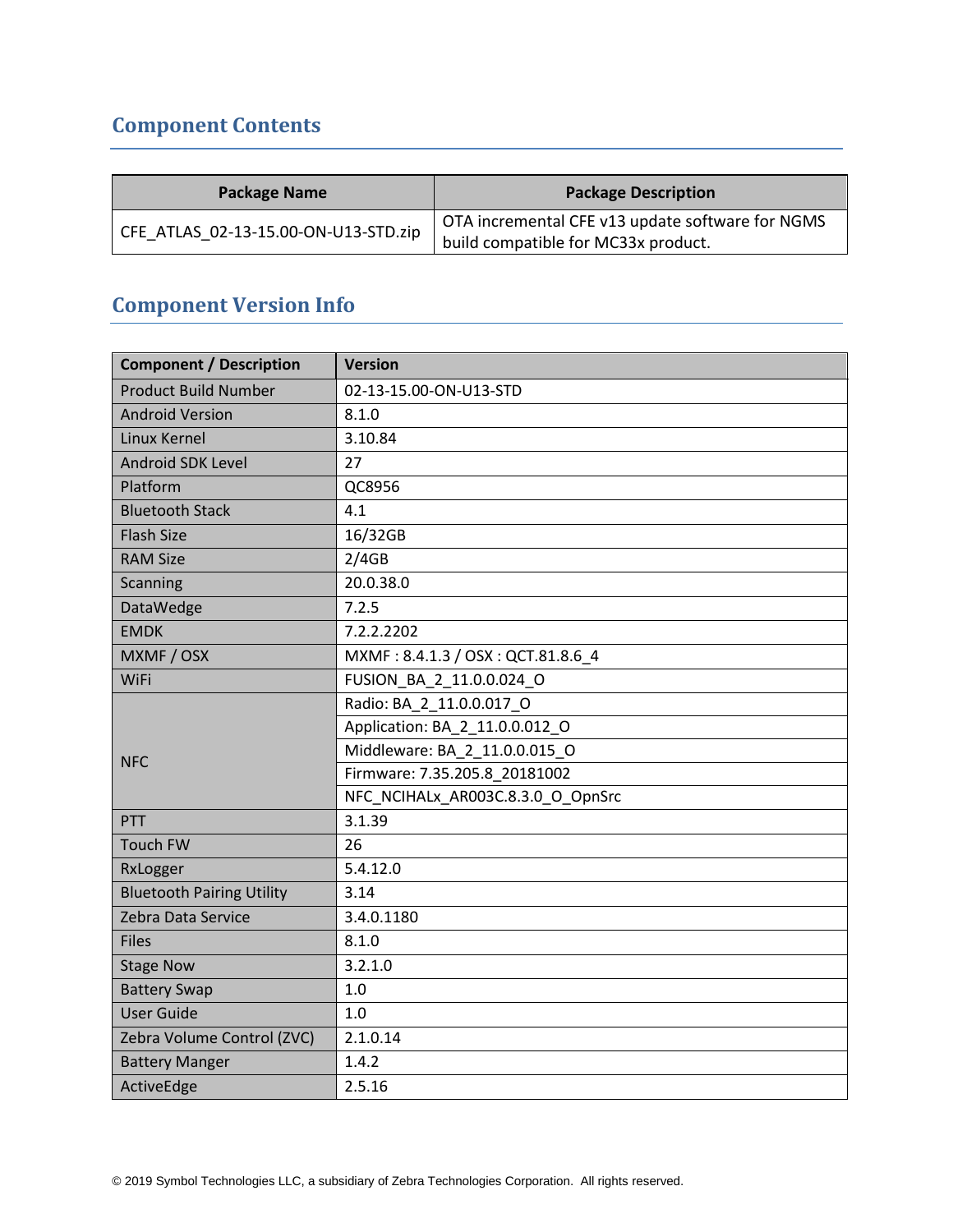## Component Contents

| Package Name | Package Description |
|---|---|
| CFE_ATLAS_02-13-15.00-ON-U13-STD.zip | OTA incremental CFE v13 update software for NGMS build compatible for MC33x product. |

## Component Version Info

| Component / Description | Version |
|---|---|
| Product Build Number | 02-13-15.00-ON-U13-STD |
| Android Version | 8.1.0 |
| Linux Kernel | 3.10.84 |
| Android SDK Level | 27 |
| Platform | QC8956 |
| Bluetooth Stack | 4.1 |
| Flash Size | 16/32GB |
| RAM Size | 2/4GB |
| Scanning | 20.0.38.0 |
| DataWedge | 7.2.5 |
| EMDK | 7.2.2.2202 |
| MXMF / OSX | MXMF : 8.4.1.3 / OSX : QCT.81.8.6_4 |
| WiFi | FUSION_BA_2_11.0.0.024_O |
| NFC | Radio: BA_2_11.0.0.017_O |
| | Application: BA_2_11.0.0.012_O |
| | Middleware: BA_2_11.0.0.015_O |
| | Firmware: 7.35.205.8_20181002 |
| | NFC_NCIHALx_AR003C.8.3.0_O_OpnSrc |
| PTT | 3.1.39 |
| Touch FW | 26 |
| RxLogger | 5.4.12.0 |
| Bluetooth Pairing Utility | 3.14 |
| Zebra Data Service | 3.4.0.1180 |
| Files | 8.1.0 |
| Stage Now | 3.2.1.0 |
| Battery Swap | 1.0 |
| User Guide | 1.0 |
| Zebra Volume Control (ZVC) | 2.1.0.14 |
| Battery Manger | 1.4.2 |
| ActiveEdge | 2.5.16 |

© 2019 Symbol Technologies LLC, a subsidiary of Zebra Technologies Corporation. All rights reserved.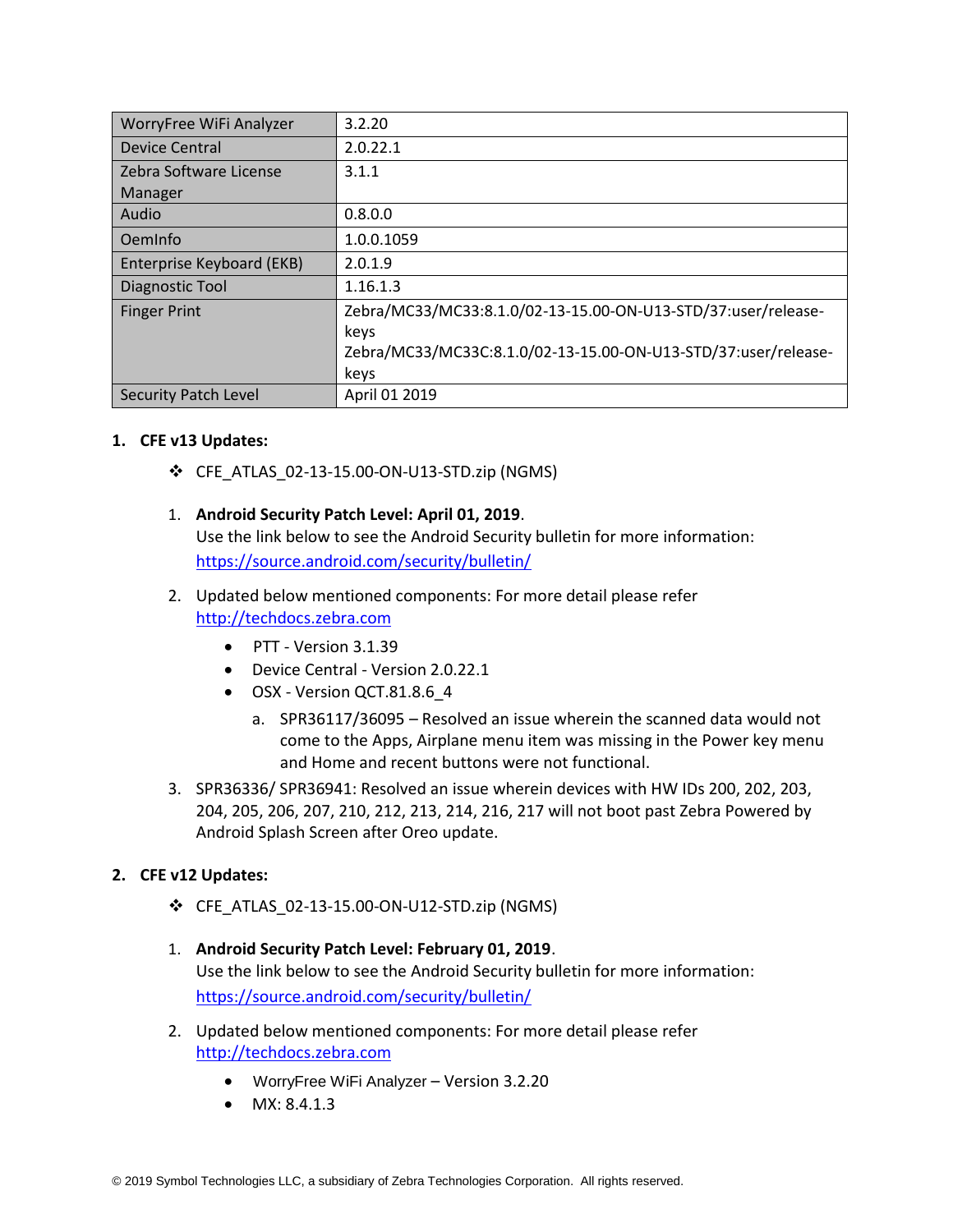| WorryFree WiFi Analyzer | 3.2.20 |
|---|---|
| Device Central | 2.0.22.1 |
| Zebra Software License Manager | 3.1.1 |
| Audio | 0.8.0.0 |
| OemInfo | 1.0.0.1059 |
| Enterprise Keyboard (EKB) | 2.0.1.9 |
| Diagnostic Tool | 1.16.1.3 |
| Finger Print | Zebra/MC33/MC33:8.1.0/02-13-15.00-ON-U13-STD/37:user/release-keys<br>Zebra/MC33/MC33C:8.1.0/02-13-15.00-ON-U13-STD/37:user/release-keys |
| Security Patch Level | April 01 2019 |

1. **CFE v13 Updates:**

   ❖ CFE_ATLAS_02-13-15.00-ON-U13-STD.zip (NGMS)

   1. **Android Security Patch Level: April 01, 2019**.
      Use the link below to see the Android Security bulletin for more information: https://source.android.com/security/bulletin/
   2. Updated below mentioned components: For more detail please refer http://techdocs.zebra.com
      - PTT - Version 3.1.39
      - Device Central - Version 2.0.22.1
      - OSX - Version QCT.81.8.6_4
        a. SPR36117/36095 – Resolved an issue wherein the scanned data would not come to the Apps, Airplane menu item was missing in the Power key menu and Home and recent buttons were not functional.
   3. SPR36336/ SPR36941: Resolved an issue wherein devices with HW IDs 200, 202, 203, 204, 205, 206, 207, 210, 212, 213, 214, 216, 217 will not boot past Zebra Powered by Android Splash Screen after Oreo update.

2. **CFE v12 Updates:**

   ❖ CFE_ATLAS_02-13-15.00-ON-U12-STD.zip (NGMS)

   1. **Android Security Patch Level: February 01, 2019**.
      Use the link below to see the Android Security bulletin for more information: https://source.android.com/security/bulletin/
   2. Updated below mentioned components: For more detail please refer http://techdocs.zebra.com
      - WorryFree WiFi Analyzer – Version 3.2.20
      - MX: 8.4.1.3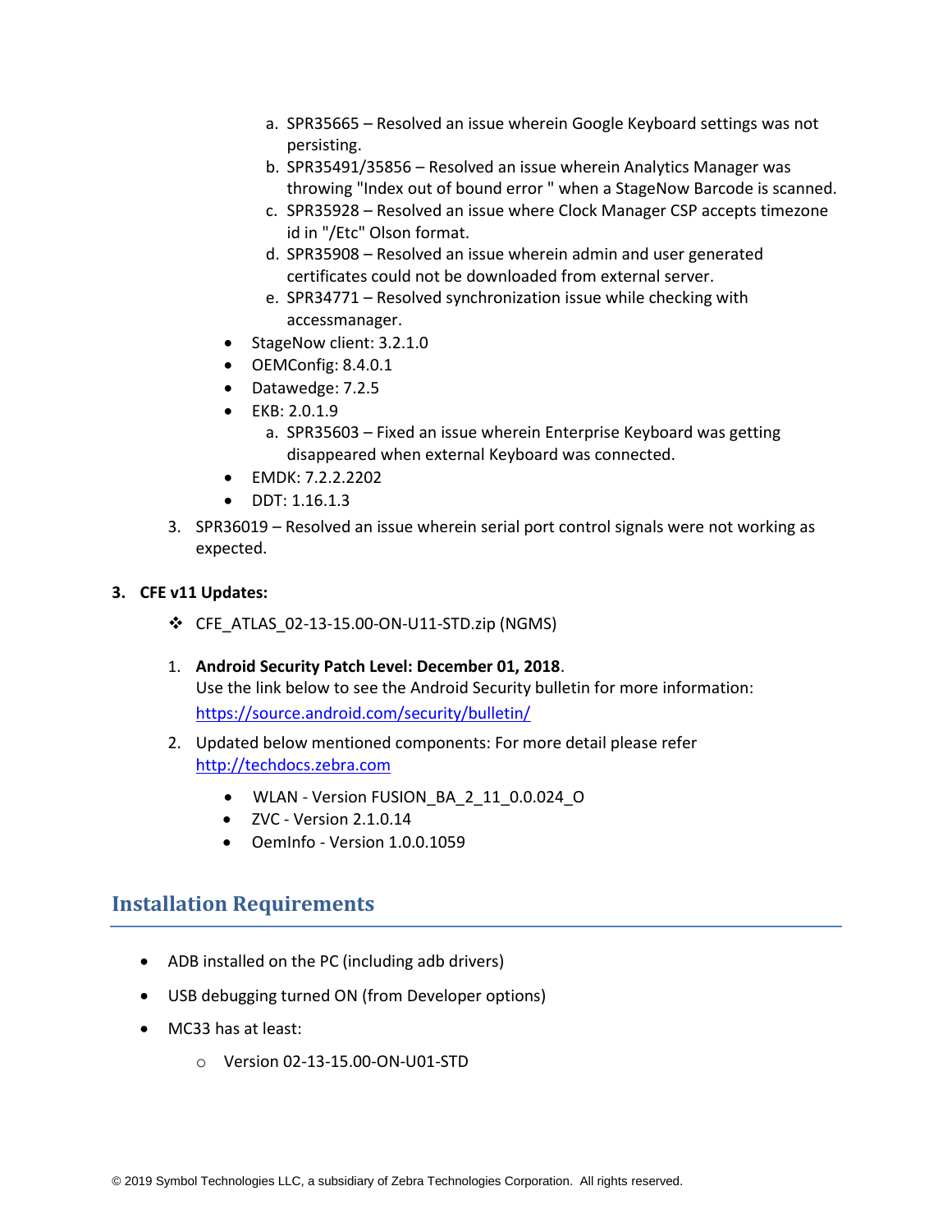a. SPR35665 – Resolved an issue wherein Google Keyboard settings was not persisting.
   b. SPR35491/35856 – Resolved an issue wherein Analytics Manager was throwing "Index out of bound error " when a StageNow Barcode is scanned.
   c. SPR35928 – Resolved an issue where Clock Manager CSP accepts timezone id in "/Etc" Olson format.
   d. SPR35908 – Resolved an issue wherein admin and user generated certificates could not be downloaded from external server.
   e. SPR34771 – Resolved synchronization issue while checking with accessmanager.

- StageNow client: 3.2.1.0
- OEMConfig: 8.4.0.1
- Datawedge: 7.2.5
- EKB: 2.0.1.9
   a. SPR35603 – Fixed an issue wherein Enterprise Keyboard was getting disappeared when external Keyboard was connected.
- EMDK: 7.2.2.2202
- DDT: 1.16.1.3

3. SPR36019 – Resolved an issue wherein serial port control signals were not working as expected.

**3. CFE v11 Updates:**

❖ CFE_ATLAS_02-13-15.00-ON-U11-STD.zip (NGMS)

1. **Android Security Patch Level: December 01, 2018**.
   Use the link below to see the Android Security bulletin for more information: [https://source.android.com/security/bulletin/](https://source.android.com/security/bulletin/)

2. Updated below mentioned components: For more detail please refer [http://techdocs.zebra.com](http://techdocs.zebra.com)
   - WLAN - Version FUSION_BA_2_11_0.0.024_O
   - ZVC - Version 2.1.0.14
   - OemInfo - Version 1.0.0.1059

## Installation Requirements

- ADB installed on the PC (including adb drivers)
- USB debugging turned ON (from Developer options)
- MC33 has at least:
   - Version 02-13-15.00-ON-U01-STD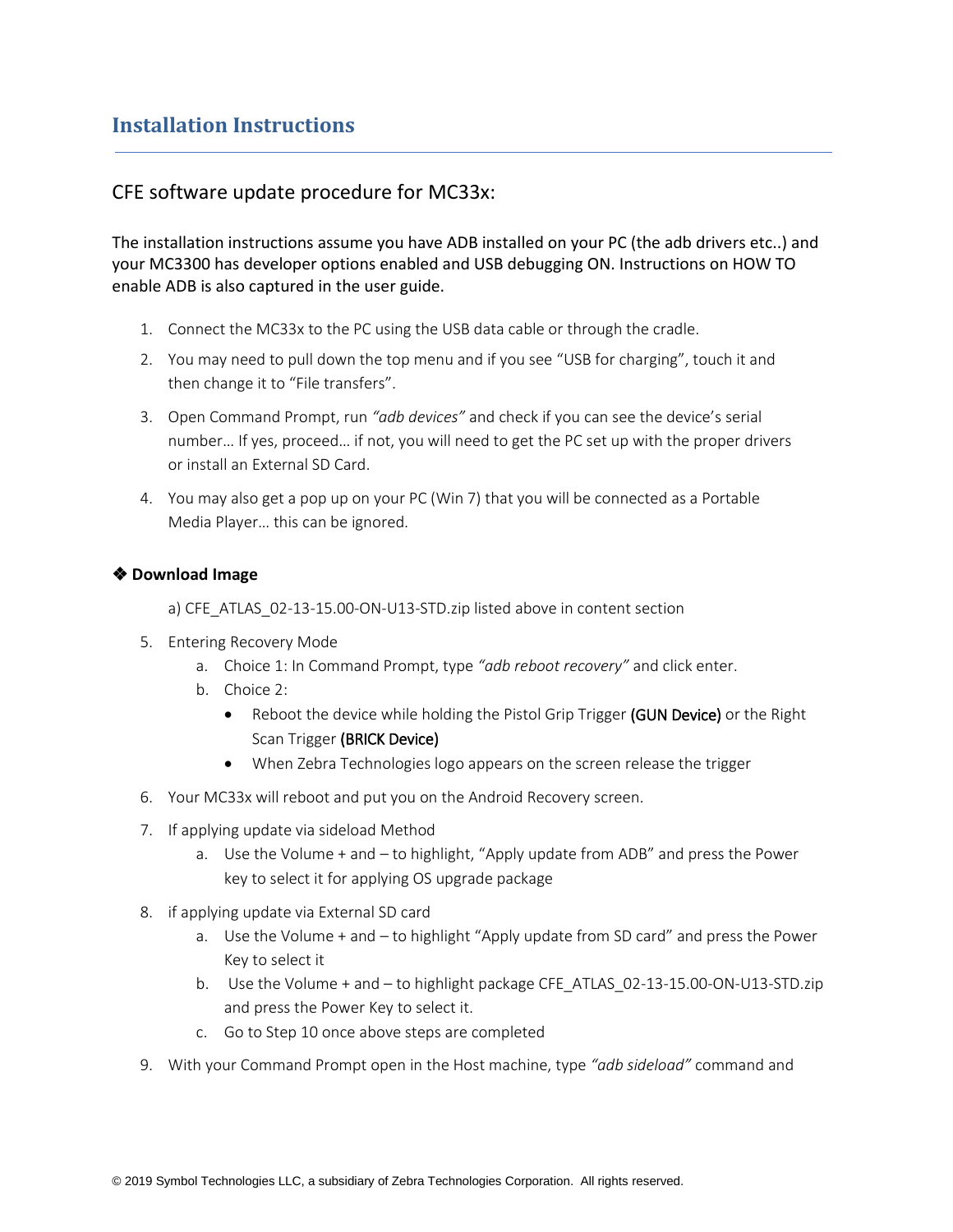# Installation Instructions

## CFE software update procedure for MC33x:

The installation instructions assume you have ADB installed on your PC (the adb drivers etc..) and your MC3300 has developer options enabled and USB debugging ON. Instructions on HOW TO enable ADB is also captured in the user guide.

1. Connect the MC33x to the PC using the USB data cable or through the cradle.
2. You may need to pull down the top menu and if you see "USB for charging", touch it and then change it to "File transfers".
3. Open Command Prompt, run *"adb devices"* and check if you can see the device's serial number… If yes, proceed… if not, you will need to get the PC set up with the proper drivers or install an External SD Card.
4. You may also get a pop up on your PC (Win 7) that you will be connected as a Portable Media Player… this can be ignored.

❖ **Download Image**

a) CFE_ATLAS_02-13-15.00-ON-U13-STD.zip listed above in content section

5. Entering Recovery Mode
   a. Choice 1: In Command Prompt, type *"adb reboot recovery"* and click enter.
   b. Choice 2:
      - Reboot the device while holding the Pistol Grip Trigger (GUN Device) or the Right Scan Trigger (BRICK Device)
      - When Zebra Technologies logo appears on the screen release the trigger
6. Your MC33x will reboot and put you on the Android Recovery screen.
7. If applying update via sideload Method
   a. Use the Volume + and – to highlight, "Apply update from ADB" and press the Power key to select it for applying OS upgrade package
8. if applying update via External SD card
   a. Use the Volume + and – to highlight "Apply update from SD card" and press the Power Key to select it
   b. Use the Volume + and – to highlight package CFE_ATLAS_02-13-15.00-ON-U13-STD.zip and press the Power Key to select it.
   c. Go to Step 10 once above steps are completed
9. With your Command Prompt open in the Host machine, type *"adb sideload"* command and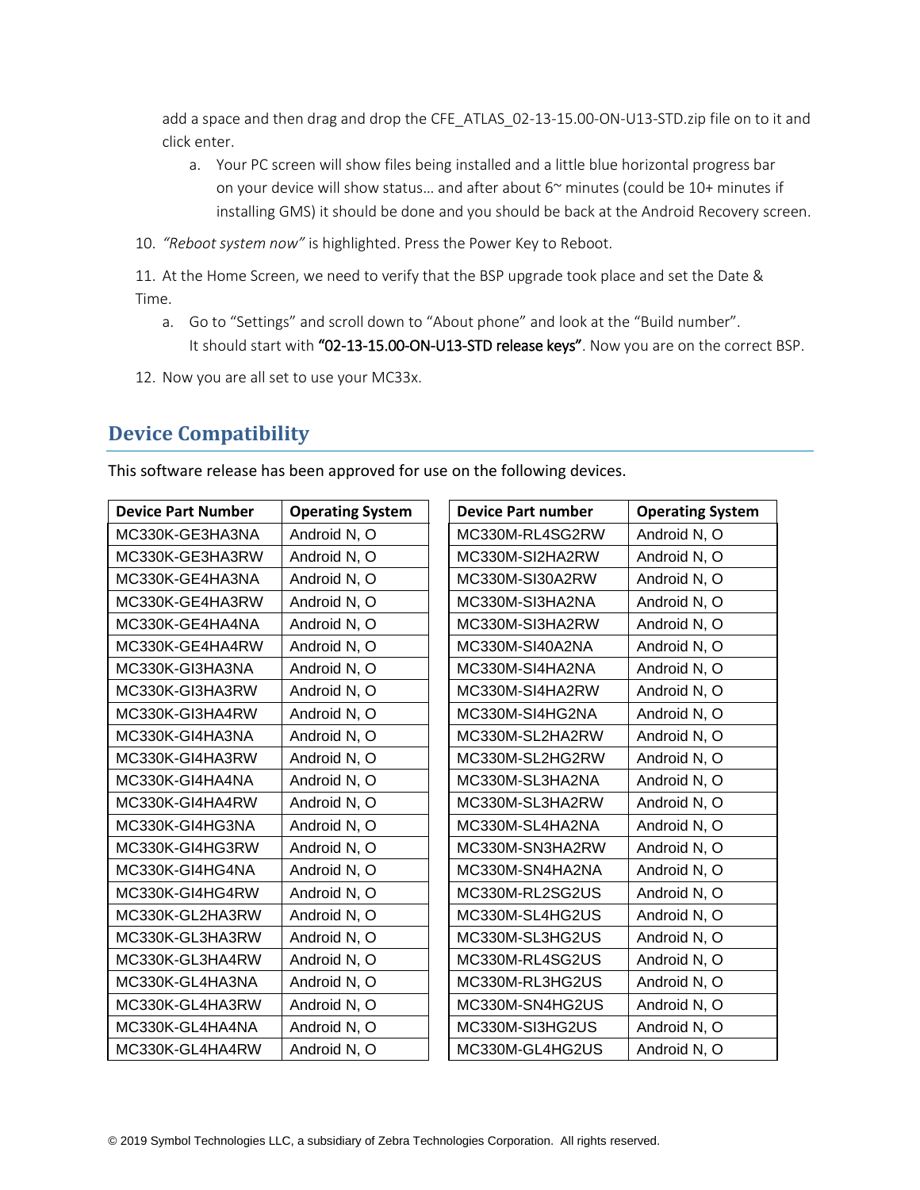add a space and then drag and drop the CFE_ATLAS_02-13-15.00-ON-U13-STD.zip file on to it and click enter.

   a. Your PC screen will show files being installed and a little blue horizontal progress bar on your device will show status… and after about 6~ minutes (could be 10+ minutes if installing GMS) it should be done and you should be back at the Android Recovery screen.

10. *"Reboot system now"* is highlighted. Press the Power Key to Reboot.

11. At the Home Screen, we need to verify that the BSP upgrade took place and set the Date & Time.

   a. Go to "Settings" and scroll down to "About phone" and look at the "Build number". It should start with **"02-13-15.00-ON-U13-STD release keys"**. Now you are on the correct BSP.

12. Now you are all set to use your MC33x.

## Device Compatibility

This software release has been approved for use on the following devices.

| Device Part Number | Operating System |
|---|---|
| MC330K-GE3HA3NA | Android N, O |
| MC330K-GE3HA3RW | Android N, O |
| MC330K-GE4HA3NA | Android N, O |
| MC330K-GE4HA3RW | Android N, O |
| MC330K-GE4HA4NA | Android N, O |
| MC330K-GE4HA4RW | Android N, O |
| MC330K-GI3HA3NA | Android N, O |
| MC330K-GI3HA3RW | Android N, O |
| MC330K-GI3HA4RW | Android N, O |
| MC330K-GI4HA3NA | Android N, O |
| MC330K-GI4HA3RW | Android N, O |
| MC330K-GI4HA4NA | Android N, O |
| MC330K-GI4HA4RW | Android N, O |
| MC330K-GI4HG3NA | Android N, O |
| MC330K-GI4HG3RW | Android N, O |
| MC330K-GI4HG4NA | Android N, O |
| MC330K-GI4HG4RW | Android N, O |
| MC330K-GL2HA3RW | Android N, O |
| MC330K-GL3HA3RW | Android N, O |
| MC330K-GL3HA4RW | Android N, O |
| MC330K-GL4HA3NA | Android N, O |
| MC330K-GL4HA3RW | Android N, O |
| MC330K-GL4HA4NA | Android N, O |
| MC330K-GL4HA4RW | Android N, O |

| Device Part number | Operating System |
|---|---|
| MC330M-RL4SG2RW | Android N, O |
| MC330M-SI2HA2RW | Android N, O |
| MC330M-SI30A2RW | Android N, O |
| MC330M-SI3HA2NA | Android N, O |
| MC330M-SI3HA2RW | Android N, O |
| MC330M-SI40A2NA | Android N, O |
| MC330M-SI4HA2NA | Android N, O |
| MC330M-SI4HA2RW | Android N, O |
| MC330M-SI4HG2NA | Android N, O |
| MC330M-SL2HA2RW | Android N, O |
| MC330M-SL2HG2RW | Android N, O |
| MC330M-SL3HA2NA | Android N, O |
| MC330M-SL3HA2RW | Android N, O |
| MC330M-SL4HA2NA | Android N, O |
| MC330M-SN3HA2RW | Android N, O |
| MC330M-SN4HA2NA | Android N, O |
| MC330M-RL2SG2US | Android N, O |
| MC330M-SL4HG2US | Android N, O |
| MC330M-SL3HG2US | Android N, O |
| MC330M-RL4SG2US | Android N, O |
| MC330M-RL3HG2US | Android N, O |
| MC330M-SN4HG2US | Android N, O |
| MC330M-SI3HG2US | Android N, O |
| MC330M-GL4HG2US | Android N, O |

© 2019 Symbol Technologies LLC, a subsidiary of Zebra Technologies Corporation. All rights reserved.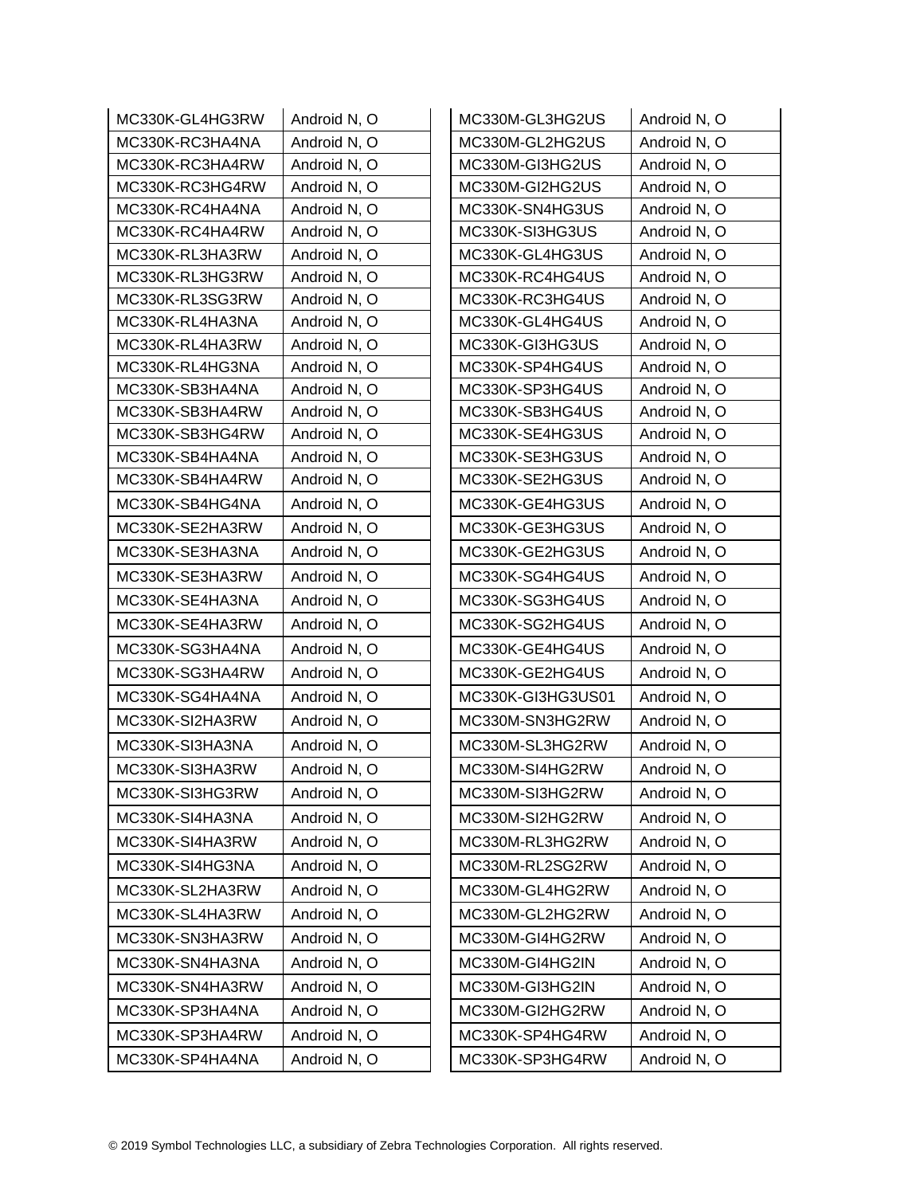| | |
|---|---|
| MC330K-GL4HG3RW | Android N, O |
| MC330K-RC3HA4NA | Android N, O |
| MC330K-RC3HA4RW | Android N, O |
| MC330K-RC3HG4RW | Android N, O |
| MC330K-RC4HA4NA | Android N, O |
| MC330K-RC4HA4RW | Android N, O |
| MC330K-RL3HA3RW | Android N, O |
| MC330K-RL3HG3RW | Android N, O |
| MC330K-RL3SG3RW | Android N, O |
| MC330K-RL4HA3NA | Android N, O |
| MC330K-RL4HA3RW | Android N, O |
| MC330K-RL4HG3NA | Android N, O |
| MC330K-SB3HA4NA | Android N, O |
| MC330K-SB3HA4RW | Android N, O |
| MC330K-SB3HG4RW | Android N, O |
| MC330K-SB4HA4NA | Android N, O |
| MC330K-SB4HA4RW | Android N, O |
| MC330K-SB4HG4NA | Android N, O |
| MC330K-SE2HA3RW | Android N, O |
| MC330K-SE3HA3NA | Android N, O |
| MC330K-SE3HA3RW | Android N, O |
| MC330K-SE4HA3NA | Android N, O |
| MC330K-SE4HA3RW | Android N, O |
| MC330K-SG3HA4NA | Android N, O |
| MC330K-SG3HA4RW | Android N, O |
| MC330K-SG4HA4NA | Android N, O |
| MC330K-SI2HA3RW | Android N, O |
| MC330K-SI3HA3NA | Android N, O |
| MC330K-SI3HA3RW | Android N, O |
| MC330K-SI3HG3RW | Android N, O |
| MC330K-SI4HA3NA | Android N, O |
| MC330K-SI4HA3RW | Android N, O |
| MC330K-SI4HG3NA | Android N, O |
| MC330K-SL2HA3RW | Android N, O |
| MC330K-SL4HA3RW | Android N, O |
| MC330K-SN3HA3RW | Android N, O |
| MC330K-SN4HA3NA | Android N, O |
| MC330K-SN4HA3RW | Android N, O |
| MC330K-SP3HA4NA | Android N, O |
| MC330K-SP3HA4RW | Android N, O |
| MC330K-SP4HA4NA | Android N, O |

| | |
|---|---|
| MC330M-GL3HG2US | Android N, O |
| MC330M-GL2HG2US | Android N, O |
| MC330M-GI3HG2US | Android N, O |
| MC330M-GI2HG2US | Android N, O |
| MC330K-SN4HG3US | Android N, O |
| MC330K-SI3HG3US | Android N, O |
| MC330K-GL4HG3US | Android N, O |
| MC330K-RC4HG4US | Android N, O |
| MC330K-RC3HG4US | Android N, O |
| MC330K-GL4HG4US | Android N, O |
| MC330K-GI3HG3US | Android N, O |
| MC330K-SP4HG4US | Android N, O |
| MC330K-SP3HG4US | Android N, O |
| MC330K-SB3HG4US | Android N, O |
| MC330K-SE4HG3US | Android N, O |
| MC330K-SE3HG3US | Android N, O |
| MC330K-SE2HG3US | Android N, O |
| MC330K-GE4HG3US | Android N, O |
| MC330K-GE3HG3US | Android N, O |
| MC330K-GE2HG3US | Android N, O |
| MC330K-SG4HG4US | Android N, O |
| MC330K-SG3HG4US | Android N, O |
| MC330K-SG2HG4US | Android N, O |
| MC330K-GE4HG4US | Android N, O |
| MC330K-GE2HG4US | Android N, O |
| MC330K-GI3HG3US01 | Android N, O |
| MC330M-SN3HG2RW | Android N, O |
| MC330M-SL3HG2RW | Android N, O |
| MC330M-SI4HG2RW | Android N, O |
| MC330M-SI3HG2RW | Android N, O |
| MC330M-SI2HG2RW | Android N, O |
| MC330M-RL3HG2RW | Android N, O |
| MC330M-RL2SG2RW | Android N, O |
| MC330M-GL4HG2RW | Android N, O |
| MC330M-GL2HG2RW | Android N, O |
| MC330M-GI4HG2RW | Android N, O |
| MC330M-GI4HG2IN | Android N, O |
| MC330M-GI3HG2IN | Android N, O |
| MC330M-GI2HG2RW | Android N, O |
| MC330K-SP4HG4RW | Android N, O |
| MC330K-SP3HG4RW | Android N, O |

© 2019 Symbol Technologies LLC, a subsidiary of Zebra Technologies Corporation. All rights reserved.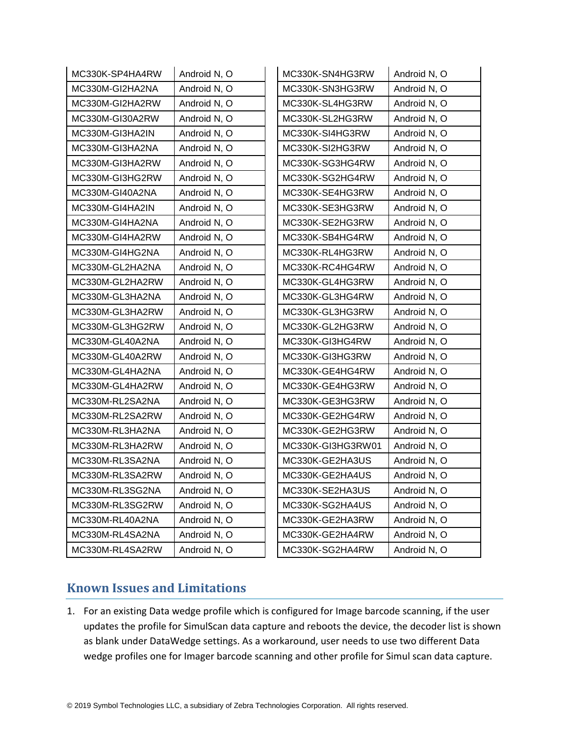| | |
|---|---|
| MC330K-SP4HA4RW | Android N, O |
| MC330M-GI2HA2NA | Android N, O |
| MC330M-GI2HA2RW | Android N, O |
| MC330M-GI30A2RW | Android N, O |
| MC330M-GI3HA2IN | Android N, O |
| MC330M-GI3HA2NA | Android N, O |
| MC330M-GI3HA2RW | Android N, O |
| MC330M-GI3HG2RW | Android N, O |
| MC330M-GI40A2NA | Android N, O |
| MC330M-GI4HA2IN | Android N, O |
| MC330M-GI4HA2NA | Android N, O |
| MC330M-GI4HA2RW | Android N, O |
| MC330M-GI4HG2NA | Android N, O |
| MC330M-GL2HA2NA | Android N, O |
| MC330M-GL2HA2RW | Android N, O |
| MC330M-GL3HA2NA | Android N, O |
| MC330M-GL3HA2RW | Android N, O |
| MC330M-GL3HG2RW | Android N, O |
| MC330M-GL40A2NA | Android N, O |
| MC330M-GL40A2RW | Android N, O |
| MC330M-GL4HA2NA | Android N, O |
| MC330M-GL4HA2RW | Android N, O |
| MC330M-RL2SA2NA | Android N, O |
| MC330M-RL2SA2RW | Android N, O |
| MC330M-RL3HA2NA | Android N, O |
| MC330M-RL3HA2RW | Android N, O |
| MC330M-RL3SA2NA | Android N, O |
| MC330M-RL3SA2RW | Android N, O |
| MC330M-RL3SG2NA | Android N, O |
| MC330M-RL3SG2RW | Android N, O |
| MC330M-RL40A2NA | Android N, O |
| MC330M-RL4SA2NA | Android N, O |
| MC330M-RL4SA2RW | Android N, O |

| | |
|---|---|
| MC330K-SN4HG3RW | Android N, O |
| MC330K-SN3HG3RW | Android N, O |
| MC330K-SL4HG3RW | Android N, O |
| MC330K-SL2HG3RW | Android N, O |
| MC330K-SI4HG3RW | Android N, O |
| MC330K-SI2HG3RW | Android N, O |
| MC330K-SG3HG4RW | Android N, O |
| MC330K-SG2HG4RW | Android N, O |
| MC330K-SE4HG3RW | Android N, O |
| MC330K-SE3HG3RW | Android N, O |
| MC330K-SE2HG3RW | Android N, O |
| MC330K-SB4HG4RW | Android N, O |
| MC330K-RL4HG3RW | Android N, O |
| MC330K-RC4HG4RW | Android N, O |
| MC330K-GL4HG3RW | Android N, O |
| MC330K-GL3HG4RW | Android N, O |
| MC330K-GL3HG3RW | Android N, O |
| MC330K-GL2HG3RW | Android N, O |
| MC330K-GI3HG4RW | Android N, O |
| MC330K-GI3HG3RW | Android N, O |
| MC330K-GE4HG4RW | Android N, O |
| MC330K-GE4HG3RW | Android N, O |
| MC330K-GE3HG3RW | Android N, O |
| MC330K-GE2HG4RW | Android N, O |
| MC330K-GE2HG3RW | Android N, O |
| MC330K-GI3HG3RW01 | Android N, O |
| MC330K-GE2HA3US | Android N, O |
| MC330K-GE2HA4US | Android N, O |
| MC330K-SE2HA3US | Android N, O |
| MC330K-SG2HA4US | Android N, O |
| MC330K-GE2HA3RW | Android N, O |
| MC330K-GE2HA4RW | Android N, O |
| MC330K-SG2HA4RW | Android N, O |

## Known Issues and Limitations

1. For an existing Data wedge profile which is configured for Image barcode scanning, if the user updates the profile for SimulScan data capture and reboots the device, the decoder list is shown as blank under DataWedge settings. As a workaround, user needs to use two different Data wedge profiles one for Imager barcode scanning and other profile for Simul scan data capture.

© 2019 Symbol Technologies LLC, a subsidiary of Zebra Technologies Corporation. All rights reserved.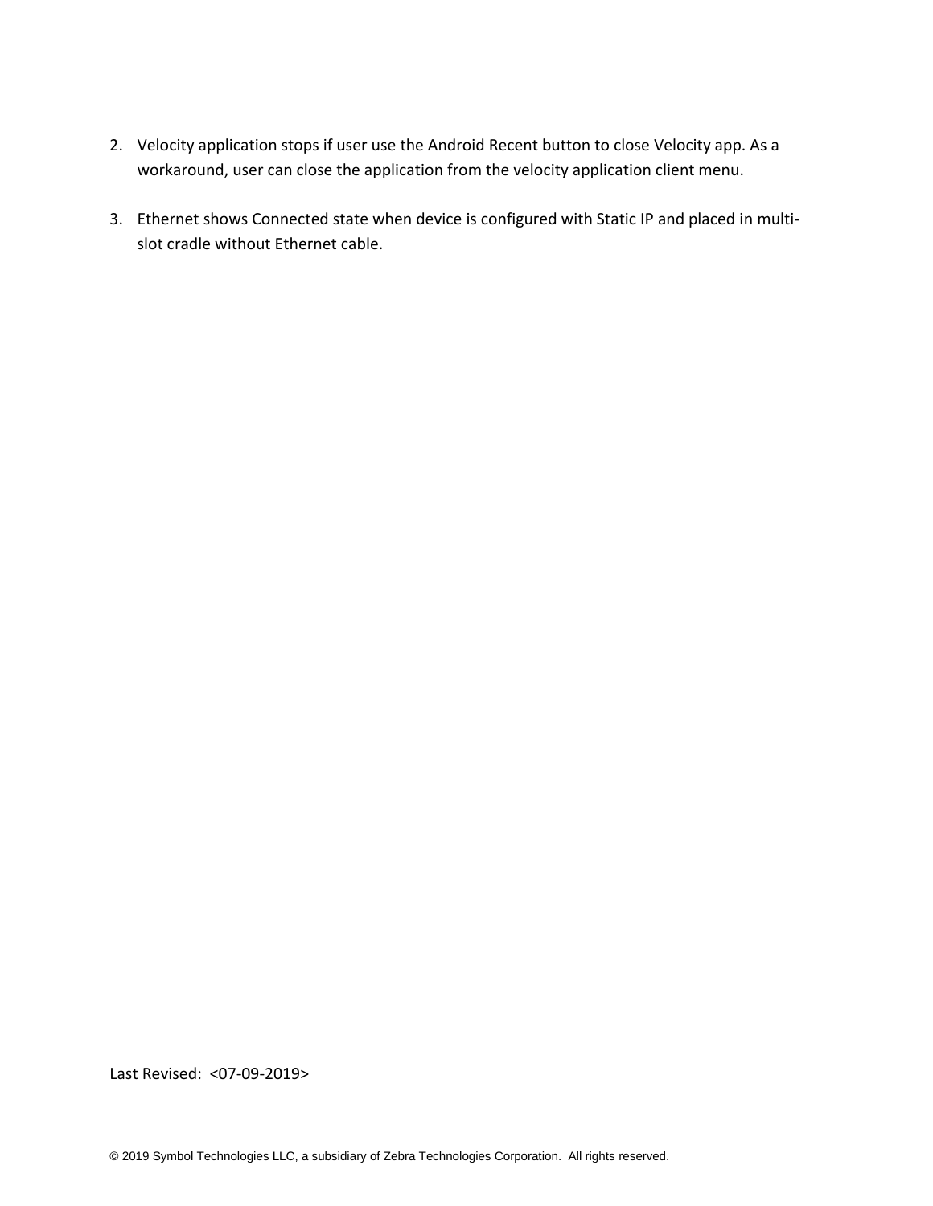2. Velocity application stops if user use the Android Recent button to close Velocity app. As a workaround, user can close the application from the velocity application client menu.

3. Ethernet shows Connected state when device is configured with Static IP and placed in multi-slot cradle without Ethernet cable.

Last Revised: <07-09-2019>

© 2019 Symbol Technologies LLC, a subsidiary of Zebra Technologies Corporation. All rights reserved.